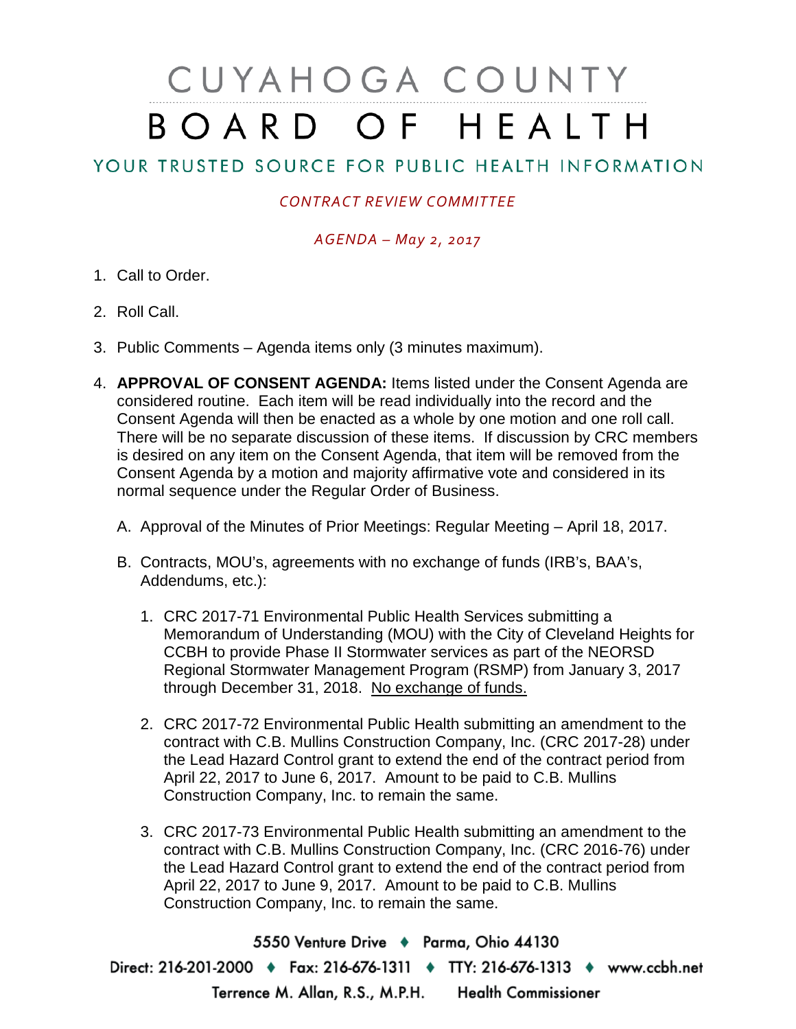# CUYAHOGA COUNTY BOARD OF HEALTH

## YOUR TRUSTED SOURCE FOR PUBLIC HEALTH INFORMATION

*CONTRACT REVIEW COMMITTEE*

*AGENDA – May 2, 2017*

1. Call to Order.

2. Roll Call.

3. Public Comments – Agenda items only (3 minutes maximum).

4. **APPROVAL OF CONSENT AGENDA:** Items listed under the Consent Agenda are considered routine. Each item will be read individually into the record and the Consent Agenda will then be enacted as a whole by one motion and one roll call. There will be no separate discussion of these items. If discussion by CRC members is desired on any item on the Consent Agenda, that item will be removed from the Consent Agenda by a motion and majority affirmative vote and considered in its normal sequence under the Regular Order of Business.

   A. Approval of the Minutes of Prior Meetings: Regular Meeting – April 18, 2017.

   B. Contracts, MOU's, agreements with no exchange of funds (IRB's, BAA's, Addendums, etc.):

      1. CRC 2017-71 Environmental Public Health Services submitting a Memorandum of Understanding (MOU) with the City of Cleveland Heights for CCBH to provide Phase II Stormwater services as part of the NEORSD Regional Stormwater Management Program (RSMP) from January 3, 2017 through December 31, 2018. No exchange of funds.

      2. CRC 2017-72 Environmental Public Health submitting an amendment to the contract with C.B. Mullins Construction Company, Inc. (CRC 2017-28) under the Lead Hazard Control grant to extend the end of the contract period from April 22, 2017 to June 6, 2017. Amount to be paid to C.B. Mullins Construction Company, Inc. to remain the same.

      3. CRC 2017-73 Environmental Public Health submitting an amendment to the contract with C.B. Mullins Construction Company, Inc. (CRC 2016-76) under the Lead Hazard Control grant to extend the end of the contract period from April 22, 2017 to June 9, 2017. Amount to be paid to C.B. Mullins Construction Company, Inc. to remain the same.

5550 Venture Drive ♦ Parma, Ohio 44130

Direct: 216-201-2000 ♦ Fax: 216-676-1311 ♦ TTY: 216-676-1313 ♦ www.ccbh.net

Terrence M. Allan, R.S., M.P.H. Health Commissioner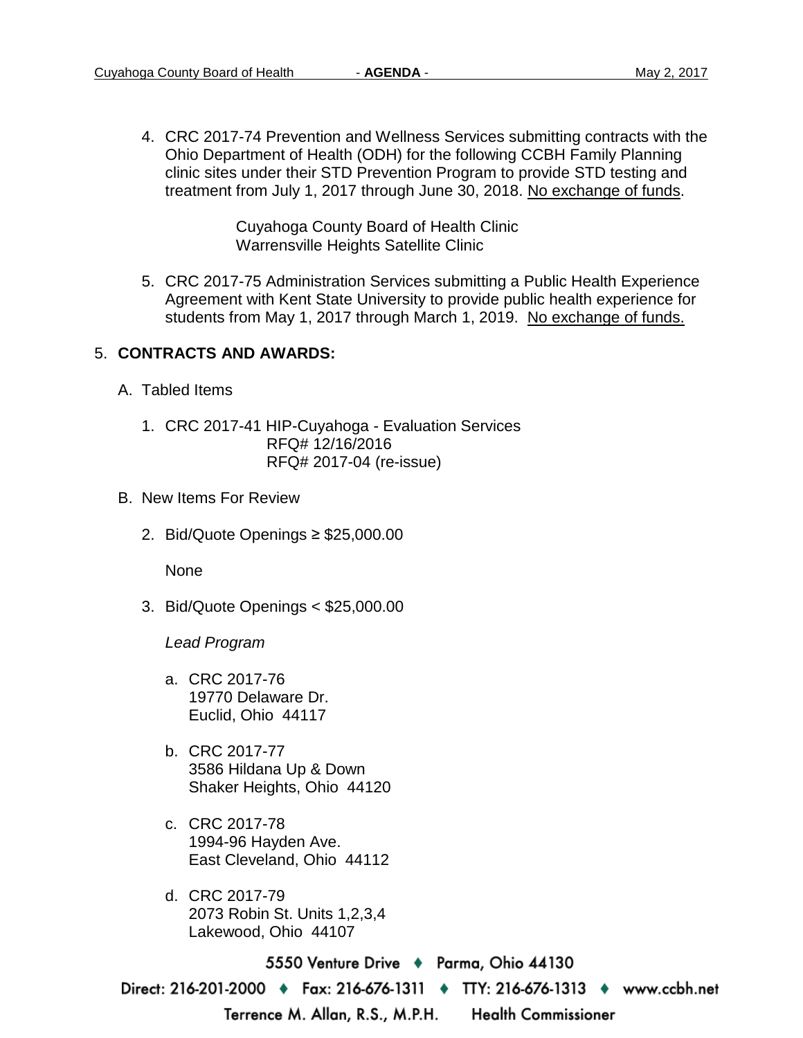4. CRC 2017-74 Prevention and Wellness Services submitting contracts with the Ohio Department of Health (ODH) for the following CCBH Family Planning clinic sites under their STD Prevention Program to provide STD testing and treatment from July 1, 2017 through June 30, 2018. No exchange of funds.

   Cuyahoga County Board of Health Clinic
   Warrensville Heights Satellite Clinic

5. CRC 2017-75 Administration Services submitting a Public Health Experience Agreement with Kent State University to provide public health experience for students from May 1, 2017 through March 1, 2019. No exchange of funds.

5. **CONTRACTS AND AWARDS:**

   A. Tabled Items

      1. CRC 2017-41 HIP-Cuyahoga - Evaluation Services
         RFQ# 12/16/2016
         RFQ# 2017-04 (re-issue)

   B. New Items For Review

      2. Bid/Quote Openings ≥ $25,000.00

         None

      3. Bid/Quote Openings < $25,000.00

         *Lead Program*

         a. CRC 2017-76
            19770 Delaware Dr.
            Euclid, Ohio 44117

         b. CRC 2017-77
            3586 Hildana Up & Down
            Shaker Heights, Ohio 44120

         c. CRC 2017-78
            1994-96 Hayden Ave.
            East Cleveland, Ohio 44112

         d. CRC 2017-79
            2073 Robin St. Units 1,2,3,4
            Lakewood, Ohio 44107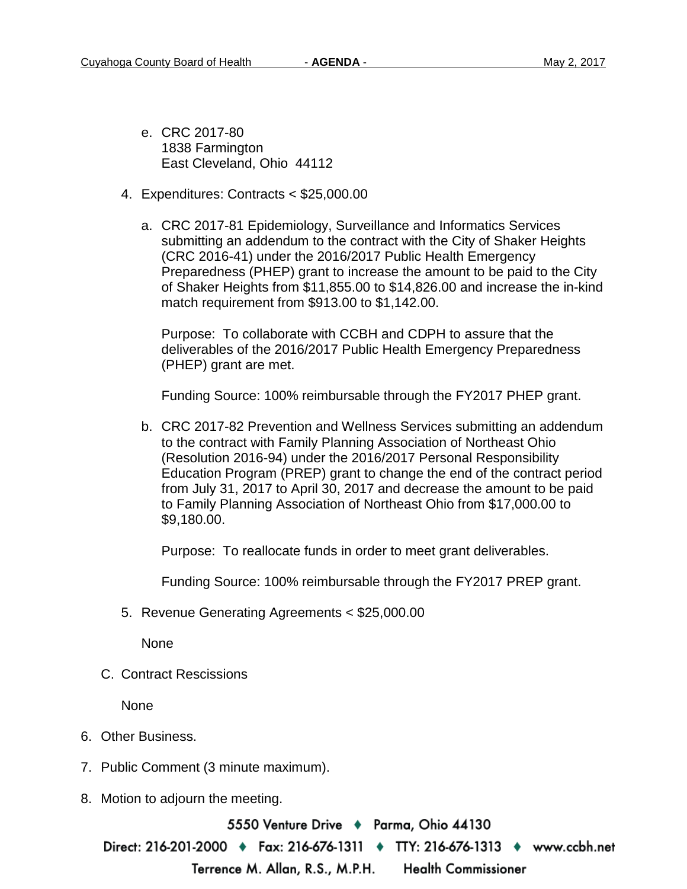e. CRC 2017-80
   1838 Farmington
   East Cleveland, Ohio 44112

4. Expenditures: Contracts < $25,000.00

   a. CRC 2017-81 Epidemiology, Surveillance and Informatics Services submitting an addendum to the contract with the City of Shaker Heights (CRC 2016-41) under the 2016/2017 Public Health Emergency Preparedness (PHEP) grant to increase the amount to be paid to the City of Shaker Heights from $11,855.00 to $14,826.00 and increase the in-kind match requirement from $913.00 to $1,142.00.

      Purpose: To collaborate with CCBH and CDPH to assure that the deliverables of the 2016/2017 Public Health Emergency Preparedness (PHEP) grant are met.

      Funding Source: 100% reimbursable through the FY2017 PHEP grant.

   b. CRC 2017-82 Prevention and Wellness Services submitting an addendum to the contract with Family Planning Association of Northeast Ohio (Resolution 2016-94) under the 2016/2017 Personal Responsibility Education Program (PREP) grant to change the end of the contract period from July 31, 2017 to April 30, 2017 and decrease the amount to be paid to Family Planning Association of Northeast Ohio from $17,000.00 to $9,180.00.

      Purpose: To reallocate funds in order to meet grant deliverables.

      Funding Source: 100% reimbursable through the FY2017 PREP grant.

5. Revenue Generating Agreements < $25,000.00

   None

C. Contract Rescissions

   None

6. Other Business.

7. Public Comment (3 minute maximum).

8. Motion to adjourn the meeting.

5550 Venture Drive ♦ Parma, Ohio 44130

Direct: 216-201-2000 ♦ Fax: 216-676-1311 ♦ TTY: 216-676-1313 ♦ www.ccbh.net

Terrence M. Allan, R.S., M.P.H. Health Commissioner